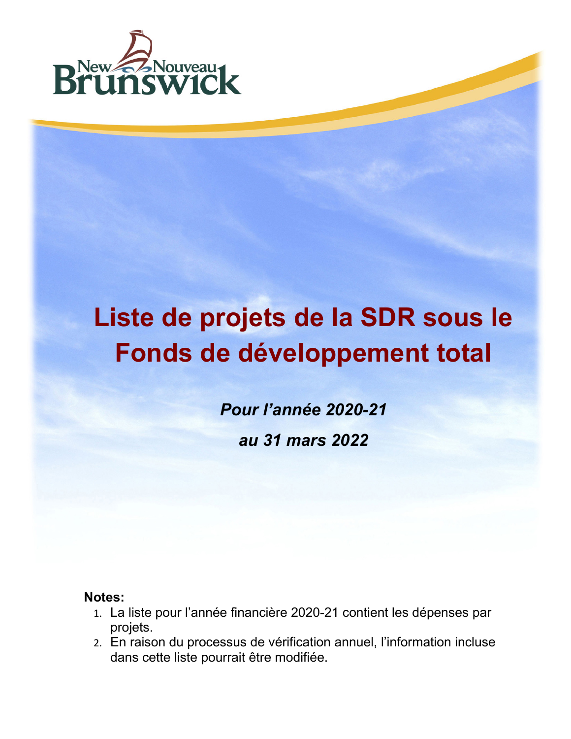# Liste de projets de la SDR sous le Fonds de développement total

***Pour l'année 2020-21***

***au 31 mars 2022***

**Notes:**

1. La liste pour l'année financière 2020-21 contient les dépenses par projets.
2. En raison du processus de vérification annuel, l'information incluse dans cette liste pourrait être modifiée.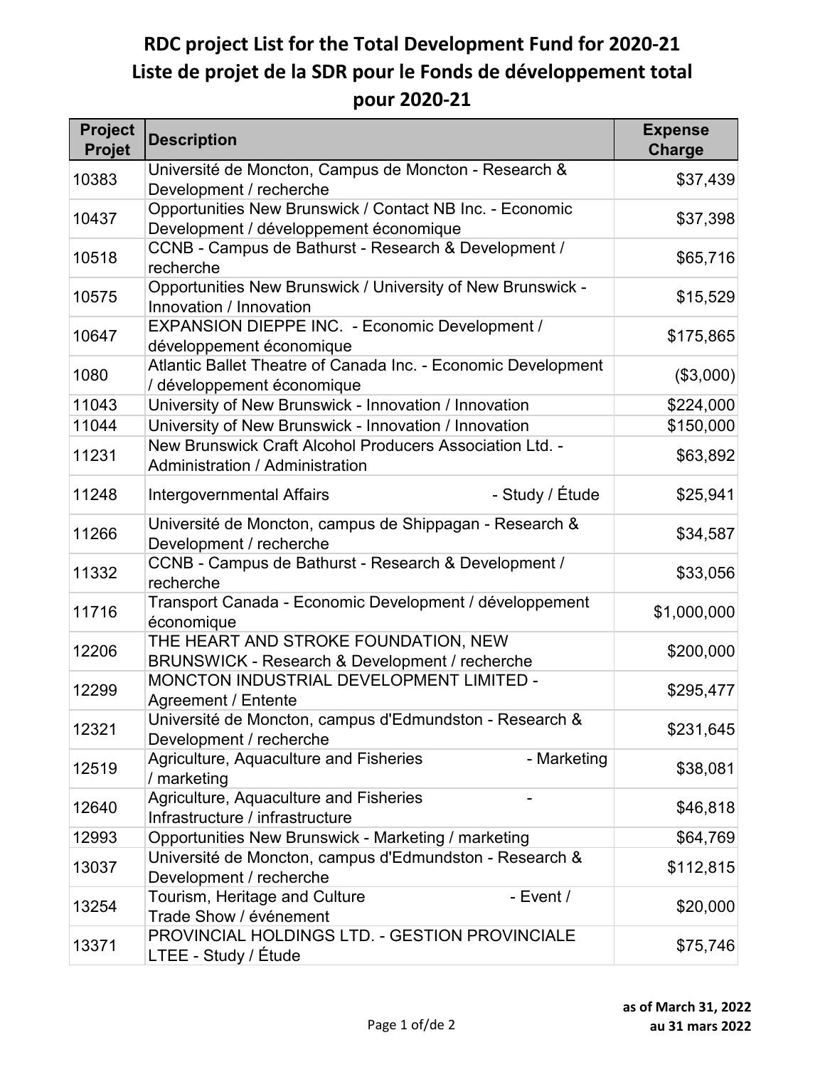# RDC project List for the Total Development Fund for 2020-21
# Liste de projet de la SDR pour le Fonds de développement total pour 2020-21

| Project Projet | Description | Expense Charge |
|---|---|---|
| 10383 | Université de Moncton, Campus de Moncton - Research & Development / recherche | $37,439 |
| 10437 | Opportunities New Brunswick / Contact NB Inc. - Economic Development / développement économique | $37,398 |
| 10518 | CCNB - Campus de Bathurst - Research & Development / recherche | $65,716 |
| 10575 | Opportunities New Brunswick / University of New Brunswick - Innovation / Innovation | $15,529 |
| 10647 | EXPANSION DIEPPE INC. - Economic Development / développement économique | $175,865 |
| 1080 | Atlantic Ballet Theatre of Canada Inc. - Economic Development / développement économique | ($3,000) |
| 11043 | University of New Brunswick - Innovation / Innovation | $224,000 |
| 11044 | University of New Brunswick - Innovation / Innovation | $150,000 |
| 11231 | New Brunswick Craft Alcohol Producers Association Ltd. - Administration / Administration | $63,892 |
| 11248 | Intergovernmental Affairs - Study / Étude | $25,941 |
| 11266 | Université de Moncton, campus de Shippagan - Research & Development / recherche | $34,587 |
| 11332 | CCNB - Campus de Bathurst - Research & Development / recherche | $33,056 |
| 11716 | Transport Canada - Economic Development / développement économique | $1,000,000 |
| 12206 | THE HEART AND STROKE FOUNDATION, NEW BRUNSWICK - Research & Development / recherche | $200,000 |
| 12299 | MONCTON INDUSTRIAL DEVELOPMENT LIMITED - Agreement / Entente | $295,477 |
| 12321 | Université de Moncton, campus d'Edmundston - Research & Development / recherche | $231,645 |
| 12519 | Agriculture, Aquaculture and Fisheries - Marketing / marketing | $38,081 |
| 12640 | Agriculture, Aquaculture and Fisheries - Infrastructure / infrastructure | $46,818 |
| 12993 | Opportunities New Brunswick - Marketing / marketing | $64,769 |
| 13037 | Université de Moncton, campus d'Edmundston - Research & Development / recherche | $112,815 |
| 13254 | Tourism, Heritage and Culture - Event / Trade Show / événement | $20,000 |
| 13371 | PROVINCIAL HOLDINGS LTD. - GESTION PROVINCIALE LTEE - Study / Étude | $75,746 |

**as of March 31, 2022**
**au 31 mars 2022**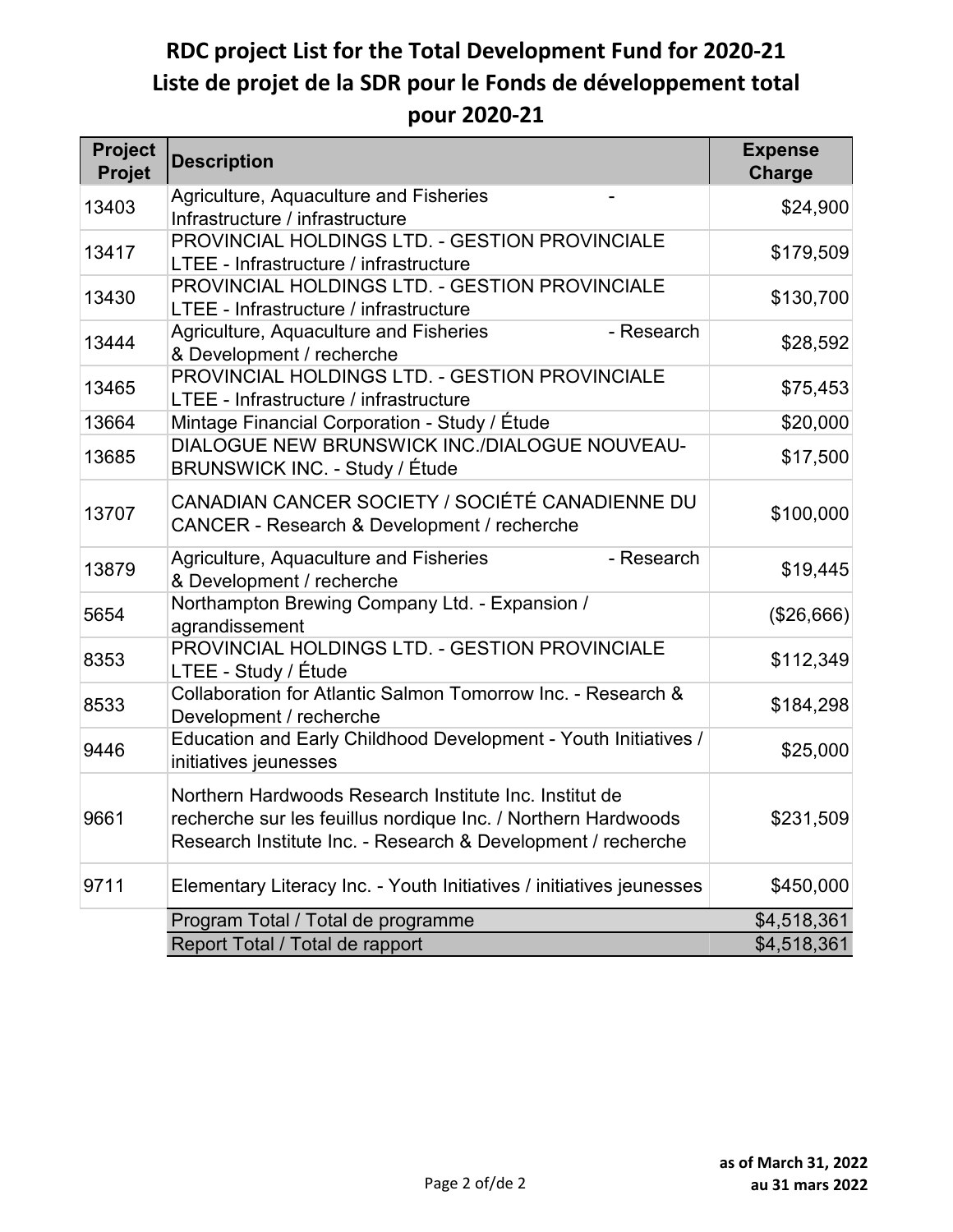# RDC project List for the Total Development Fund for 2020-21
# Liste de projet de la SDR pour le Fonds de développement total pour 2020-21

| Project Projet | Description | Expense Charge |
|---|---|---|
| 13403 | Agriculture, Aquaculture and Fisheries - Infrastructure / infrastructure | $24,900 |
| 13417 | PROVINCIAL HOLDINGS LTD. - GESTION PROVINCIALE LTEE - Infrastructure / infrastructure | $179,509 |
| 13430 | PROVINCIAL HOLDINGS LTD. - GESTION PROVINCIALE LTEE - Infrastructure / infrastructure | $130,700 |
| 13444 | Agriculture, Aquaculture and Fisheries - Research & Development / recherche | $28,592 |
| 13465 | PROVINCIAL HOLDINGS LTD. - GESTION PROVINCIALE LTEE - Infrastructure / infrastructure | $75,453 |
| 13664 | Mintage Financial Corporation - Study / Étude | $20,000 |
| 13685 | DIALOGUE NEW BRUNSWICK INC./DIALOGUE NOUVEAU-BRUNSWICK INC. - Study / Étude | $17,500 |
| 13707 | CANADIAN CANCER SOCIETY / SOCIÉTÉ CANADIENNE DU CANCER - Research & Development / recherche | $100,000 |
| 13879 | Agriculture, Aquaculture and Fisheries - Research & Development / recherche | $19,445 |
| 5654 | Northampton Brewing Company Ltd. - Expansion / agrandissement | ($26,666) |
| 8353 | PROVINCIAL HOLDINGS LTD. - GESTION PROVINCIALE LTEE - Study / Étude | $112,349 |
| 8533 | Collaboration for Atlantic Salmon Tomorrow Inc. - Research & Development / recherche | $184,298 |
| 9446 | Education and Early Childhood Development - Youth Initiatives / initiatives jeunesses | $25,000 |
| 9661 | Northern Hardwoods Research Institute Inc. Institut de recherche sur les feuillus nordique Inc. / Northern Hardwoods Research Institute Inc. - Research & Development / recherche | $231,509 |
| 9711 | Elementary Literacy Inc. - Youth Initiatives / initiatives jeunesses | $450,000 |
| | Program Total / Total de programme | $4,518,361 |
| | Report Total / Total de rapport | $4,518,361 |

**as of March 31, 2022**
**au 31 mars 2022**